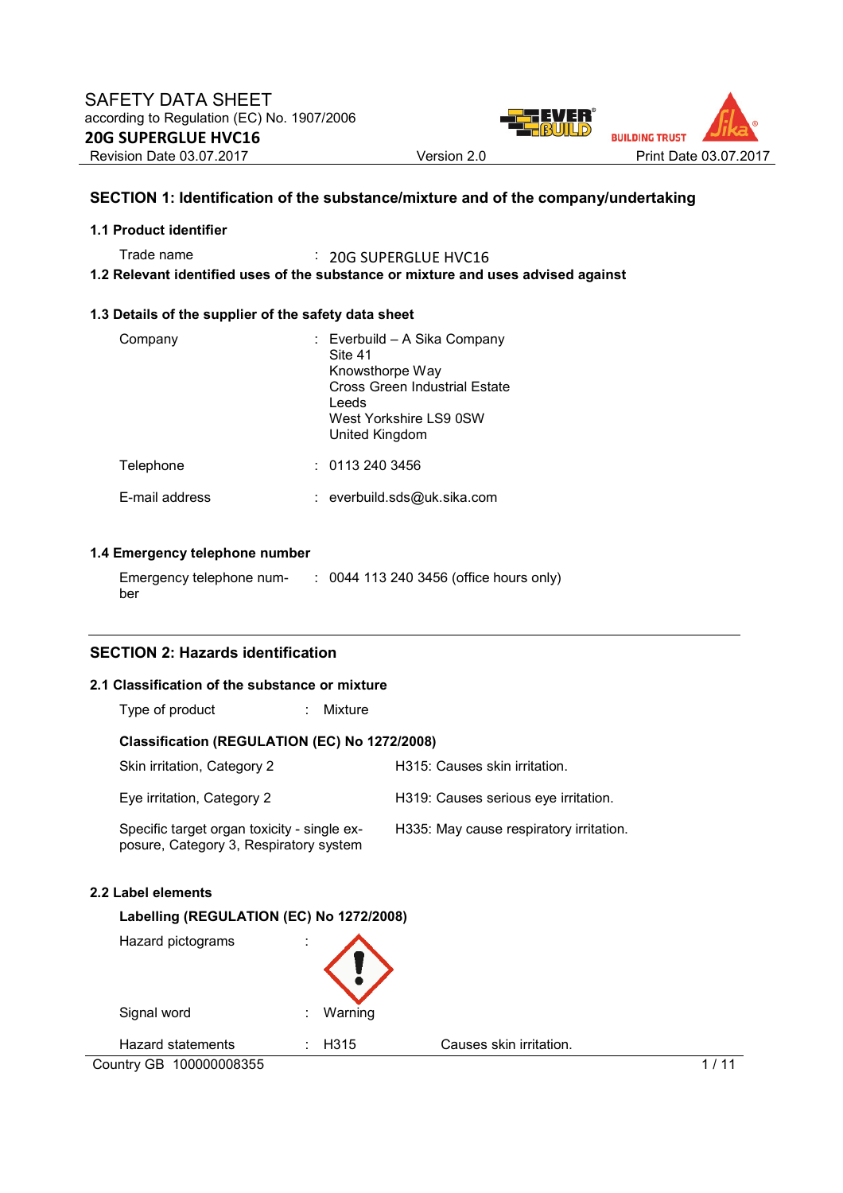# SAFETY DATA SHEET

according to Regulation (EC) No. 1907/2006

**20G SUPERGLUE HVC16**

Revision Date 03.07.2017 Version 2.0 Print Date 03.07.2017

## SECTION 1: Identification of the substance/mixture and of the company/undertaking

### 1.1 Product identifier

Trade name : 20G SUPERGLUE HVC16

### 1.2 Relevant identified uses of the substance or mixture and uses advised against

### 1.3 Details of the supplier of the safety data sheet

Company : Everbuild – A Sika Company
Site 41
Knowsthorpe Way
Cross Green Industrial Estate
Leeds
West Yorkshire LS9 0SW
United Kingdom

Telephone : 0113 240 3456

E-mail address : everbuild.sds@uk.sika.com

### 1.4 Emergency telephone number

Emergency telephone number : 0044 113 240 3456 (office hours only)

## SECTION 2: Hazards identification

### 2.1 Classification of the substance or mixture

Type of product : Mixture

**Classification (REGULATION (EC) No 1272/2008)**

| | |
|---|---|
| Skin irritation, Category 2 | H315: Causes skin irritation. |
| Eye irritation, Category 2 | H319: Causes serious eye irritation. |
| Specific target organ toxicity - single exposure, Category 3, Respiratory system | H335: May cause respiratory irritation. |

### 2.2 Label elements

**Labelling (REGULATION (EC) No 1272/2008)**

Hazard pictograms :

Signal word : Warning

Hazard statements : H315 Causes skin irritation.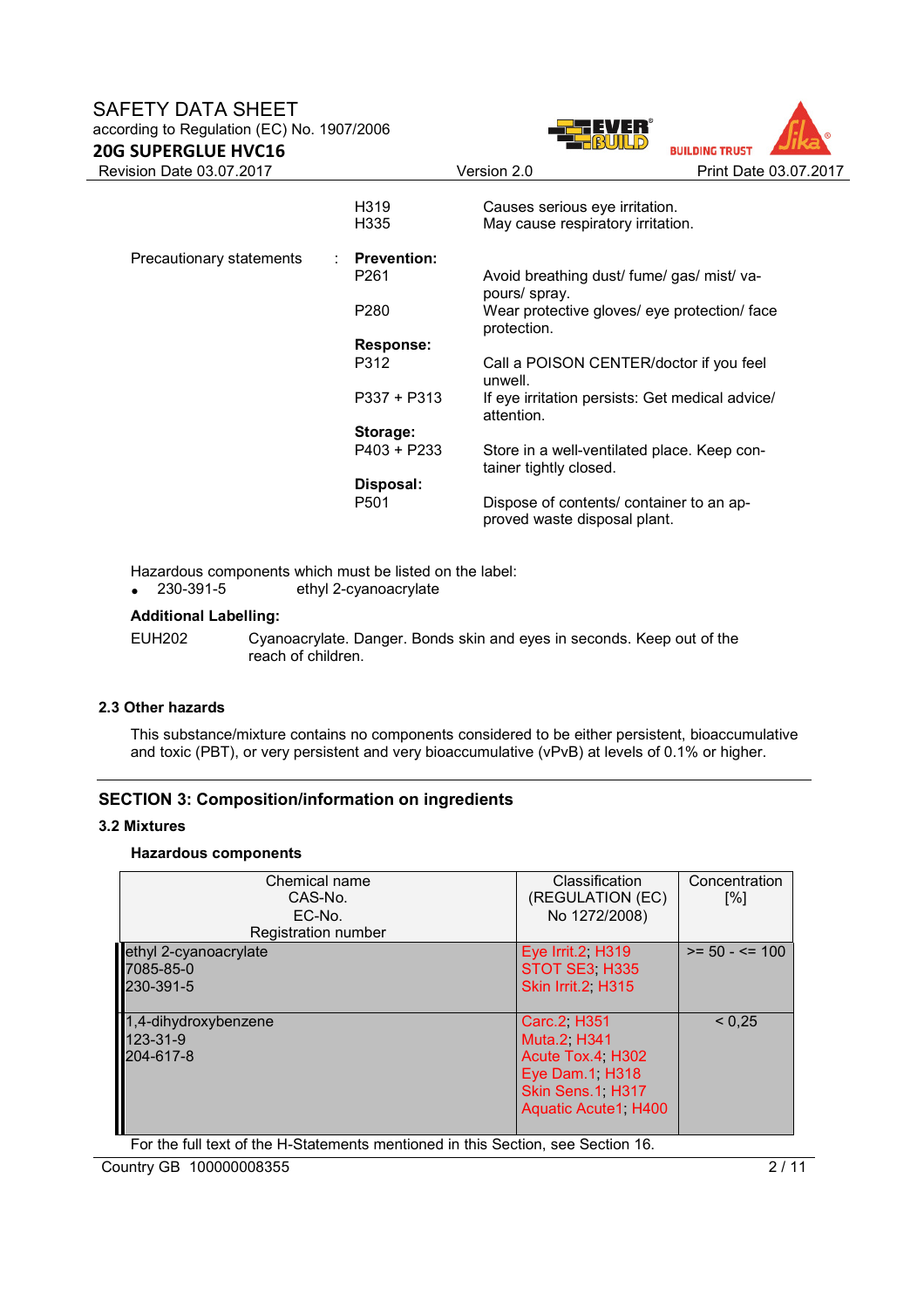| | | |
|---|---|---|
| | H319 | Causes serious eye irritation. |
| | H335 | May cause respiratory irritation. |
| Precautionary statements : | **Prevention:** | |
| | P261 | Avoid breathing dust/ fume/ gas/ mist/ vapours/ spray. |
| | P280 | Wear protective gloves/ eye protection/ face protection. |
| | **Response:** | |
| | P312 | Call a POISON CENTER/doctor if you feel unwell. |
| | P337 + P313 | If eye irritation persists: Get medical advice/ attention. |
| | **Storage:** | |
| | P403 + P233 | Store in a well-ventilated place. Keep container tightly closed. |
| | **Disposal:** | |
| | P501 | Dispose of contents/ container to an approved waste disposal plant. |

Hazardous components which must be listed on the label:

- 230-391-5 ethyl 2-cyanoacrylate

**Additional Labelling:**

EUH202 Cyanoacrylate. Danger. Bonds skin and eyes in seconds. Keep out of the reach of children.

### 2.3 Other hazards

This substance/mixture contains no components considered to be either persistent, bioaccumulative and toxic (PBT), or very persistent and very bioaccumulative (vPvB) at levels of 0.1% or higher.

## SECTION 3: Composition/information on ingredients

### 3.2 Mixtures

**Hazardous components**

| Chemical name<br>CAS-No.<br>EC-No.<br>Registration number | Classification<br>(REGULATION (EC) No 1272/2008) | Concentration [%] |
|---|---|---|
| ethyl 2-cyanoacrylate<br>7085-85-0<br>230-391-5 | Eye Irrit.2; H319<br>STOT SE3; H335<br>Skin Irrit.2; H315 | >= 50 - <= 100 |
| 1,4-dihydroxybenzene<br>123-31-9<br>204-617-8 | Carc.2; H351<br>Muta.2; H341<br>Acute Tox.4; H302<br>Eye Dam.1; H318<br>Skin Sens.1; H317<br>Aquatic Acute1; H400 | < 0,25 |

For the full text of the H-Statements mentioned in this Section, see Section 16.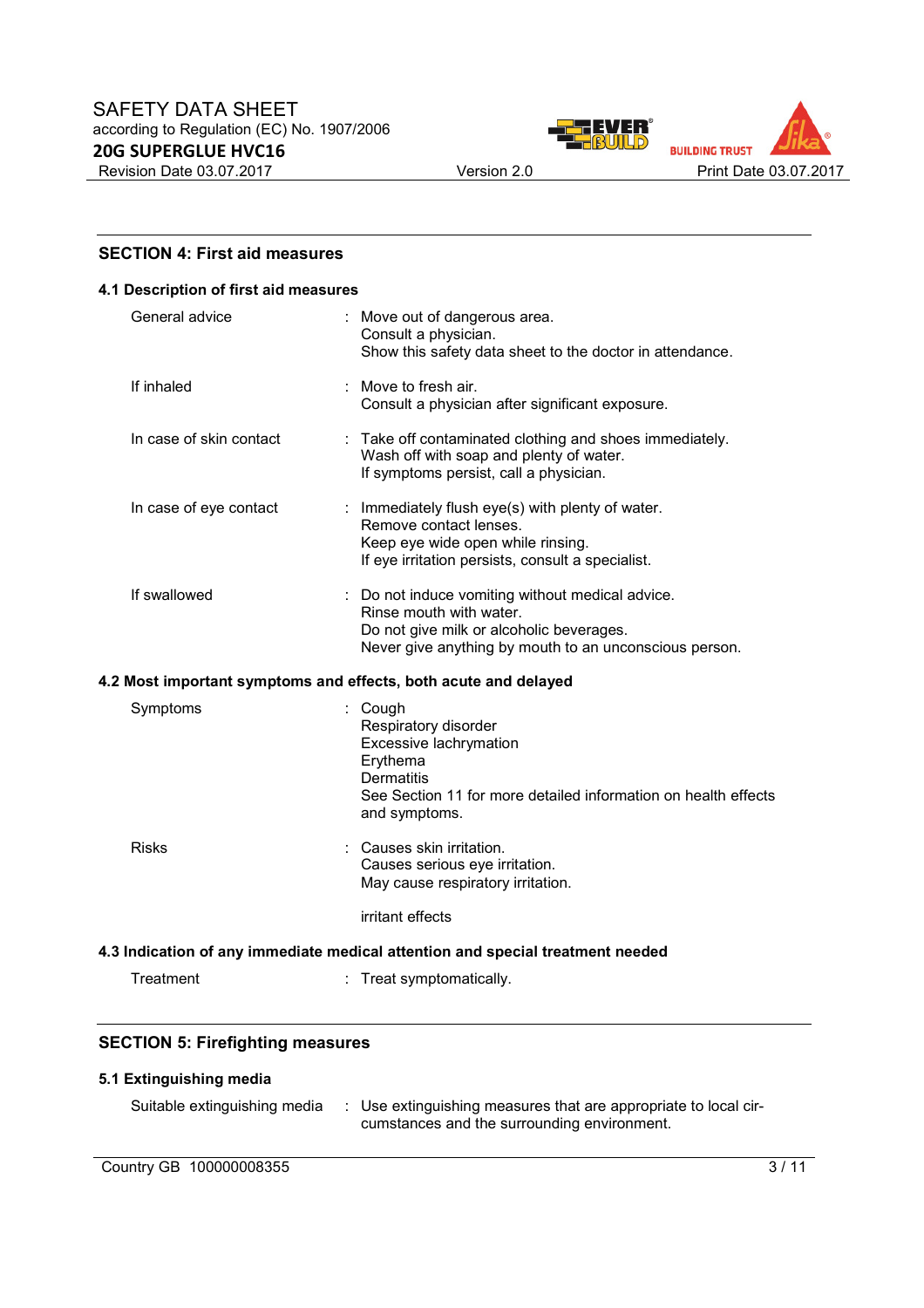## SECTION 4: First aid measures

### 4.1 Description of first aid measures

| | | |
|---|---|---|
| General advice | : | Move out of dangerous area.<br>Consult a physician.<br>Show this safety data sheet to the doctor in attendance. |
| If inhaled | : | Move to fresh air.<br>Consult a physician after significant exposure. |
| In case of skin contact | : | Take off contaminated clothing and shoes immediately.<br>Wash off with soap and plenty of water.<br>If symptoms persist, call a physician. |
| In case of eye contact | : | Immediately flush eye(s) with plenty of water.<br>Remove contact lenses.<br>Keep eye wide open while rinsing.<br>If eye irritation persists, consult a specialist. |
| If swallowed | : | Do not induce vomiting without medical advice.<br>Rinse mouth with water.<br>Do not give milk or alcoholic beverages.<br>Never give anything by mouth to an unconscious person. |

### 4.2 Most important symptoms and effects, both acute and delayed

| | | |
|---|---|---|
| Symptoms | : | Cough<br>Respiratory disorder<br>Excessive lachrymation<br>Erythema<br>Dermatitis<br>See Section 11 for more detailed information on health effects and symptoms. |
| Risks | : | Causes skin irritation.<br>Causes serious eye irritation.<br>May cause respiratory irritation.<br><br>irritant effects |

### 4.3 Indication of any immediate medical attention and special treatment needed

| | | |
|---|---|---|
| Treatment | : | Treat symptomatically. |

## SECTION 5: Firefighting measures

### 5.1 Extinguishing media

| | | |
|---|---|---|
| Suitable extinguishing media | : | Use extinguishing measures that are appropriate to local circumstances and the surrounding environment. |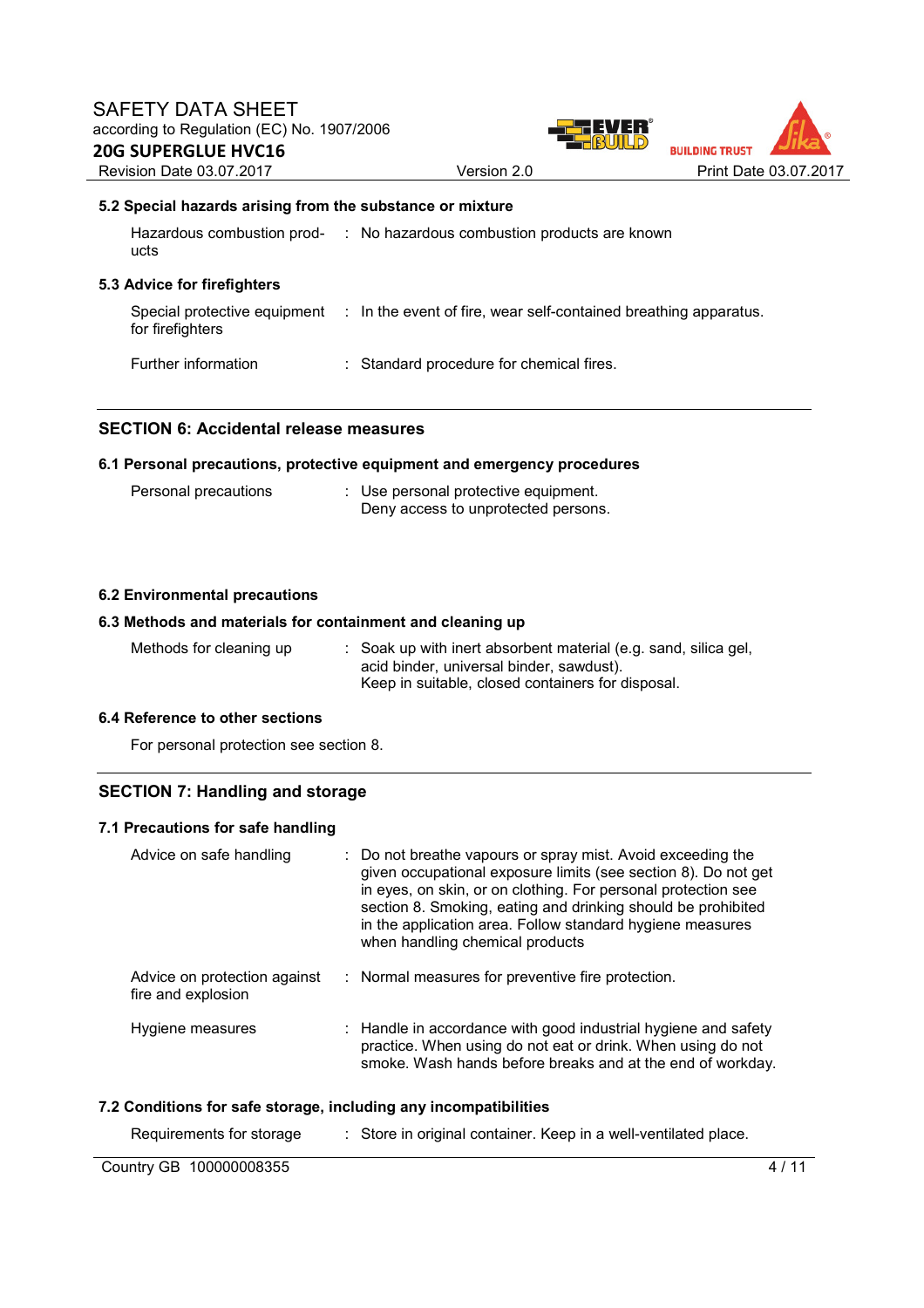### 5.2 Special hazards arising from the substance or mixture

| | |
|---|---|
| Hazardous combustion products | No hazardous combustion products are known |

### 5.3 Advice for firefighters

| | |
|---|---|
| Special protective equipment for firefighters | In the event of fire, wear self-contained breathing apparatus. |
| Further information | Standard procedure for chemical fires. |

## SECTION 6: Accidental release measures

### 6.1 Personal precautions, protective equipment and emergency procedures

| | |
|---|---|
| Personal precautions | Use personal protective equipment.<br>Deny access to unprotected persons. |

### 6.2 Environmental precautions

### 6.3 Methods and materials for containment and cleaning up

| | |
|---|---|
| Methods for cleaning up | Soak up with inert absorbent material (e.g. sand, silica gel, acid binder, universal binder, sawdust).<br>Keep in suitable, closed containers for disposal. |

### 6.4 Reference to other sections

For personal protection see section 8.

## SECTION 7: Handling and storage

### 7.1 Precautions for safe handling

| | |
|---|---|
| Advice on safe handling | Do not breathe vapours or spray mist. Avoid exceeding the given occupational exposure limits (see section 8). Do not get in eyes, on skin, or on clothing. For personal protection see section 8. Smoking, eating and drinking should be prohibited in the application area. Follow standard hygiene measures when handling chemical products |
| Advice on protection against fire and explosion | Normal measures for preventive fire protection. |
| Hygiene measures | Handle in accordance with good industrial hygiene and safety practice. When using do not eat or drink. When using do not smoke. Wash hands before breaks and at the end of workday. |

### 7.2 Conditions for safe storage, including any incompatibilities

| | |
|---|---|
| Requirements for storage | Store in original container. Keep in a well-ventilated place. |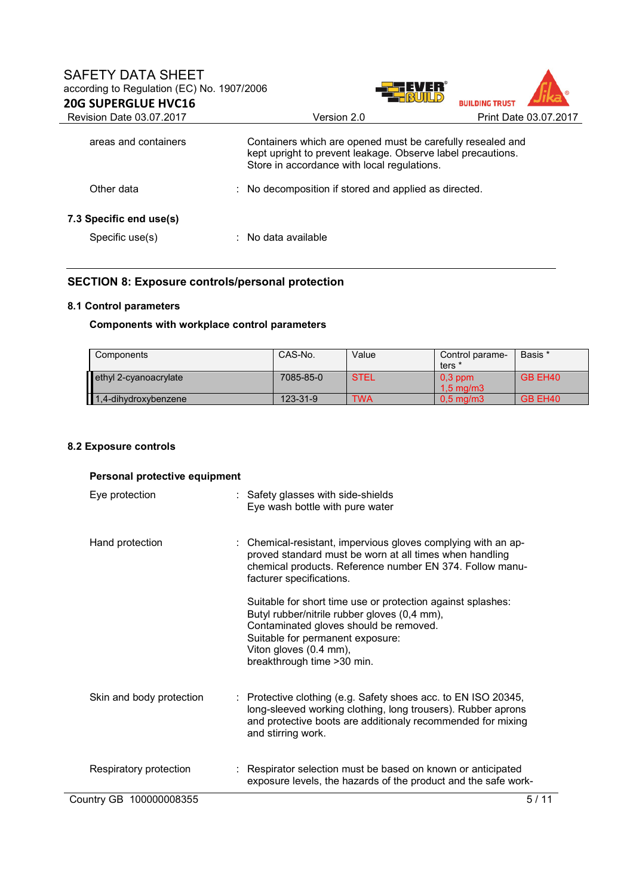| | |
|---|---|
| areas and containers | Containers which are opened must be carefully resealed and kept upright to prevent leakage. Observe label precautions. Store in accordance with local regulations. |
| Other data | : No decomposition if stored and applied as directed. |

### 7.3 Specific end use(s)

Specific use(s) : No data available

## SECTION 8: Exposure controls/personal protection

### 8.1 Control parameters

**Components with workplace control parameters**

| Components | CAS-No. | Value | Control parameters * | Basis * |
|---|---|---|---|---|
| ethyl 2-cyanoacrylate | 7085-85-0 | STEL | 0,3 ppm<br>1,5 mg/m3 | GB EH40 |
| 1,4-dihydroxybenzene | 123-31-9 | TWA | 0,5 mg/m3 | GB EH40 |

### 8.2 Exposure controls

**Personal protective equipment**

Eye protection : Safety glasses with side-shields
Eye wash bottle with pure water

Hand protection : Chemical-resistant, impervious gloves complying with an approved standard must be worn at all times when handling chemical products. Reference number EN 374. Follow manufacturer specifications.

Suitable for short time use or protection against splashes:
Butyl rubber/nitrile rubber gloves (0,4 mm),
Contaminated gloves should be removed.
Suitable for permanent exposure:
Viton gloves (0.4 mm),
breakthrough time >30 min.

Skin and body protection : Protective clothing (e.g. Safety shoes acc. to EN ISO 20345, long-sleeved working clothing, long trousers). Rubber aprons and protective boots are additionaly recommended for mixing and stirring work.

Respiratory protection : Respirator selection must be based on known or anticipated exposure levels, the hazards of the product and the safe work-

Country GB 100000008355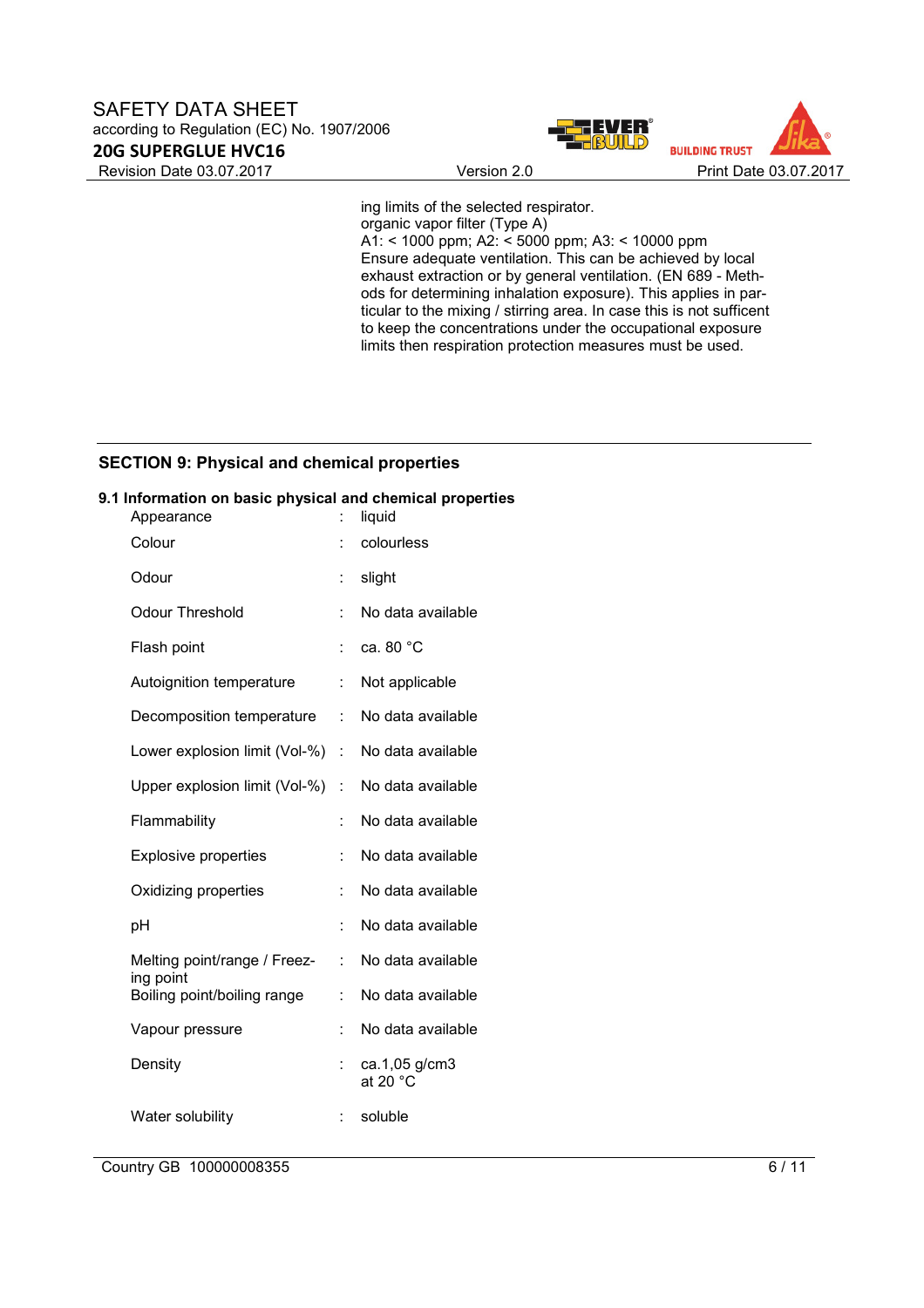ing limits of the selected respirator.
organic vapor filter (Type A)
A1: < 1000 ppm; A2: < 5000 ppm; A3: < 10000 ppm
Ensure adequate ventilation. This can be achieved by local exhaust extraction or by general ventilation. (EN 689 - Methods for determining inhalation exposure). This applies in particular to the mixing / stirring area. In case this is not sufficent to keep the concentrations under the occupational exposure limits then respiration protection measures must be used.

## SECTION 9: Physical and chemical properties

### 9.1 Information on basic physical and chemical properties

| | |
|---|---|
| Appearance | : liquid |
| Colour | : colourless |
| Odour | : slight |
| Odour Threshold | : No data available |
| Flash point | : ca. 80 °C |
| Autoignition temperature | : Not applicable |
| Decomposition temperature | : No data available |
| Lower explosion limit (Vol-%) | : No data available |
| Upper explosion limit (Vol-%) | : No data available |
| Flammability | : No data available |
| Explosive properties | : No data available |
| Oxidizing properties | : No data available |
| pH | : No data available |
| Melting point/range / Freezing point | : No data available |
| Boiling point/boiling range | : No data available |
| Vapour pressure | : No data available |
| Density | : ca.1,05 g/cm3 at 20 °C |
| Water solubility | : soluble |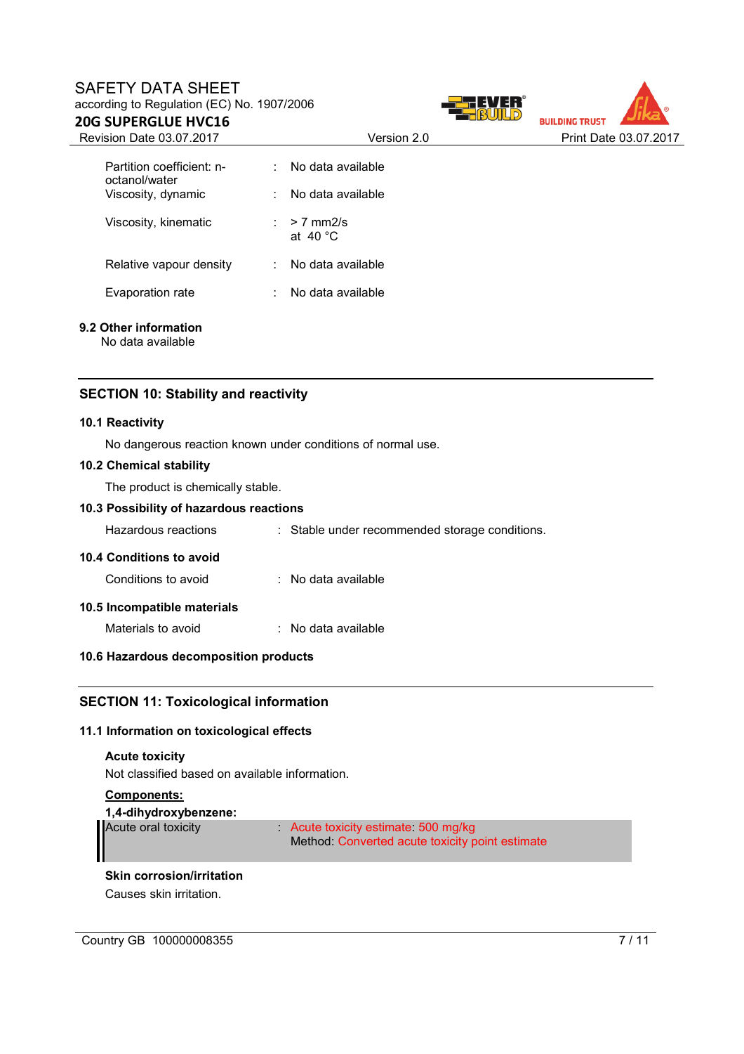| | | |
|---|---|---|
| Partition coefficient: n-octanol/water | : | No data available |
| Viscosity, dynamic | : | No data available |
| Viscosity, kinematic | : | > 7 mm2/s<br>at 40 °C |
| Relative vapour density | : | No data available |
| Evaporation rate | : | No data available |

**9.2 Other information**

No data available

## SECTION 10: Stability and reactivity

**10.1 Reactivity**

No dangerous reaction known under conditions of normal use.

**10.2 Chemical stability**

The product is chemically stable.

**10.3 Possibility of hazardous reactions**

| | | |
|---|---|---|
| Hazardous reactions | : | Stable under recommended storage conditions. |

**10.4 Conditions to avoid**

| | | |
|---|---|---|
| Conditions to avoid | : | No data available |

**10.5 Incompatible materials**

| | | |
|---|---|---|
| Materials to avoid | : | No data available |

**10.6 Hazardous decomposition products**

## SECTION 11: Toxicological information

**11.1 Information on toxicological effects**

**Acute toxicity**

Not classified based on available information.

**Components:**

**1,4-dihydroxybenzene:**

| | | |
|---|---|---|
| Acute oral toxicity | : | Acute toxicity estimate: 500 mg/kg<br>Method: Converted acute toxicity point estimate |

**Skin corrosion/irritation**

Causes skin irritation.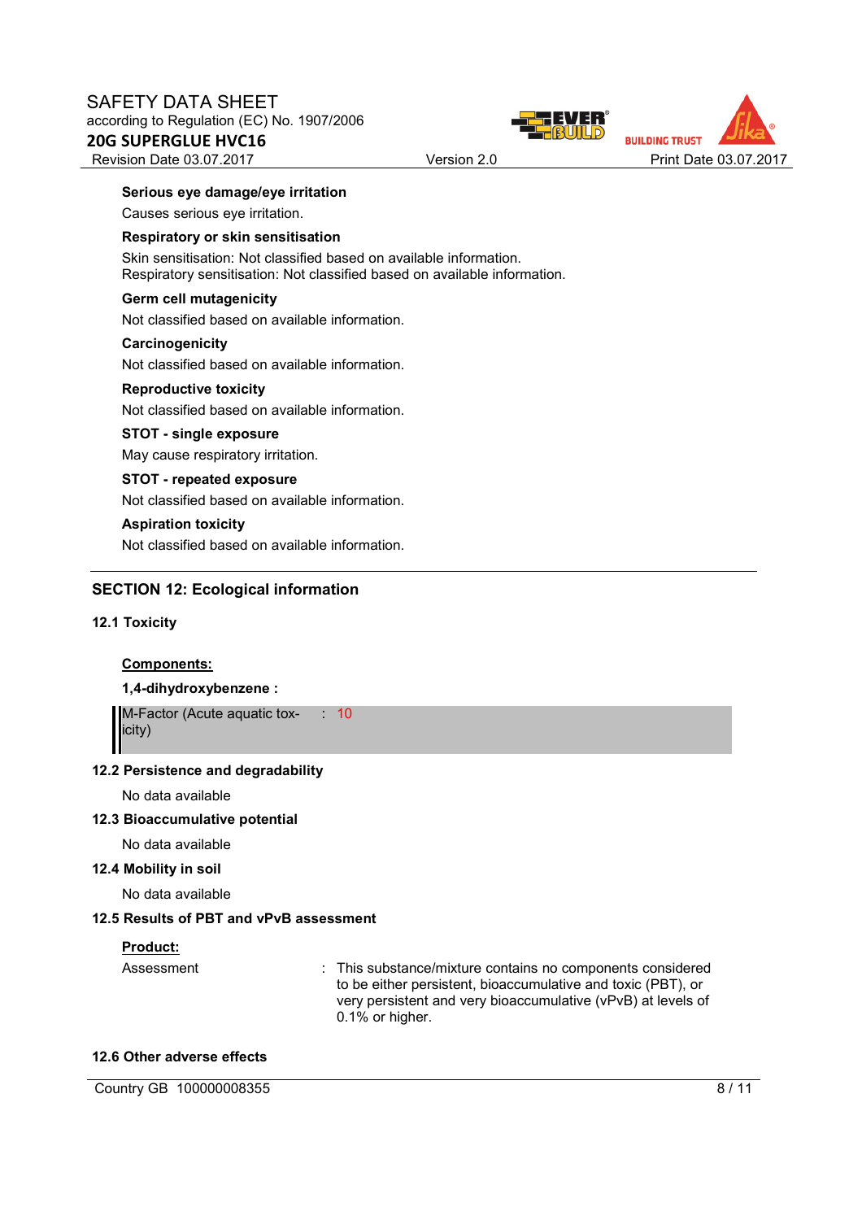**Serious eye damage/eye irritation**

Causes serious eye irritation.

**Respiratory or skin sensitisation**

Skin sensitisation: Not classified based on available information.
Respiratory sensitisation: Not classified based on available information.

**Germ cell mutagenicity**

Not classified based on available information.

**Carcinogenicity**

Not classified based on available information.

**Reproductive toxicity**

Not classified based on available information.

**STOT - single exposure**

May cause respiratory irritation.

**STOT - repeated exposure**

Not classified based on available information.

**Aspiration toxicity**

Not classified based on available information.

## SECTION 12: Ecological information

### 12.1 Toxicity

**Components:**

**1,4-dihydroxybenzene :**

| | |
|---|---|
| M-Factor (Acute aquatic toxicity) | : 10 |

### 12.2 Persistence and degradability

No data available

### 12.3 Bioaccumulative potential

No data available

### 12.4 Mobility in soil

No data available

### 12.5 Results of PBT and vPvB assessment

**Product:**

| | |
|---|---|
| Assessment | : This substance/mixture contains no components considered to be either persistent, bioaccumulative and toxic (PBT), or very persistent and very bioaccumulative (vPvB) at levels of 0.1% or higher. |

### 12.6 Other adverse effects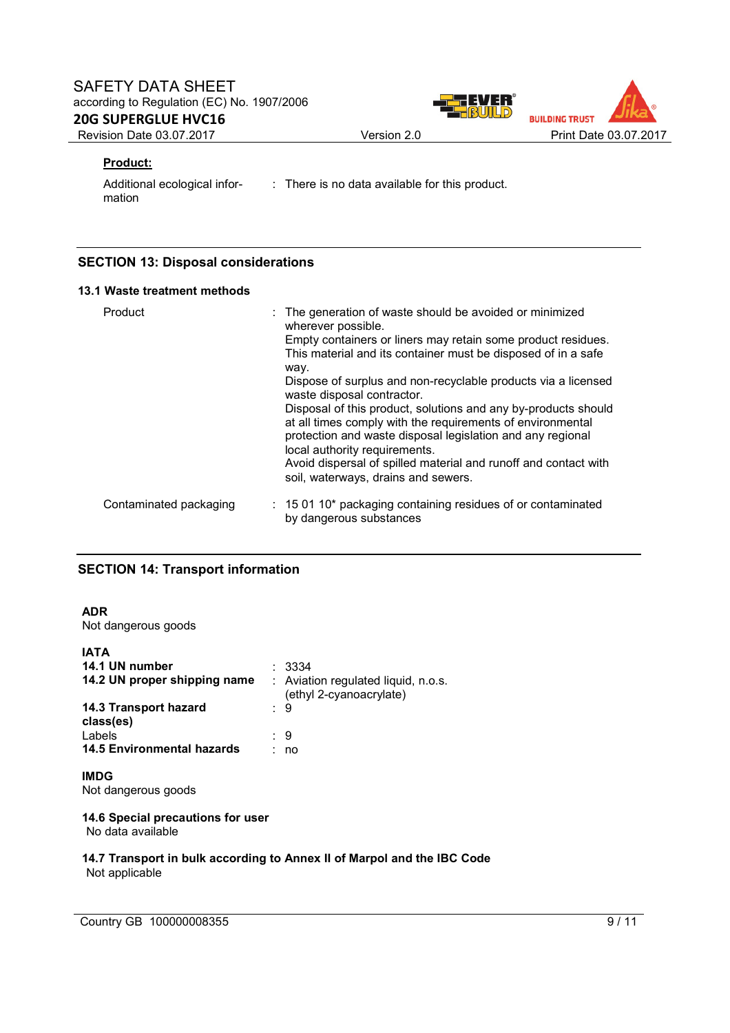**Product:**

| | | |
|---|---|---|
| Additional ecological information | : | There is no data available for this product. |

## SECTION 13: Disposal considerations

### 13.1 Waste treatment methods

| | | |
|---|---|---|
| Product | : | The generation of waste should be avoided or minimized wherever possible. Empty containers or liners may retain some product residues. This material and its container must be disposed of in a safe way. Dispose of surplus and non-recyclable products via a licensed waste disposal contractor. Disposal of this product, solutions and any by-products should at all times comply with the requirements of environmental protection and waste disposal legislation and any regional local authority requirements. Avoid dispersal of spilled material and runoff and contact with soil, waterways, drains and sewers. |
| Contaminated packaging | : | 15 01 10* packaging containing residues of or contaminated by dangerous substances |

## SECTION 14: Transport information

**ADR**
Not dangerous goods

**IATA**

| | | |
|---|---|---|
| **14.1 UN number** | : | 3334 |
| **14.2 UN proper shipping name** | : | Aviation regulated liquid, n.o.s. (ethyl 2-cyanoacrylate) |
| **14.3 Transport hazard class(es)** | : | 9 |
| Labels | : | 9 |
| **14.5 Environmental hazards** | : | no |

**IMDG**
Not dangerous goods

**14.6 Special precautions for user**
No data available

**14.7 Transport in bulk according to Annex II of Marpol and the IBC Code**
Not applicable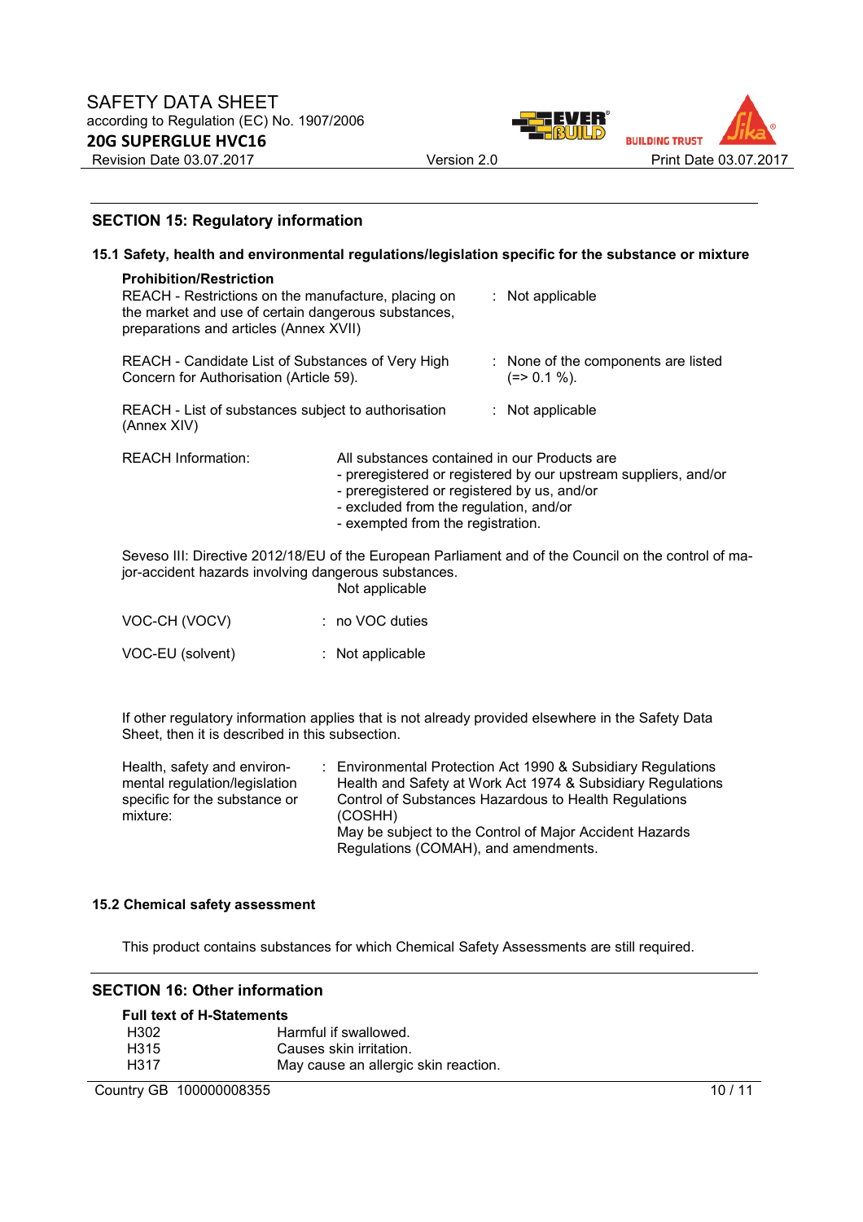## SECTION 15: Regulatory information

### 15.1 Safety, health and environmental regulations/legislation specific for the substance or mixture

**Prohibition/Restriction**

REACH - Restrictions on the manufacture, placing on the market and use of certain dangerous substances, preparations and articles (Annex XVII) : Not applicable

REACH - Candidate List of Substances of Very High Concern for Authorisation (Article 59). : None of the components are listed (=> 0.1 %).

REACH - List of substances subject to authorisation (Annex XIV) : Not applicable

REACH Information: All substances contained in our Products are
- preregistered or registered by our upstream suppliers, and/or
- preregistered or registered by us, and/or
- excluded from the regulation, and/or
- exempted from the registration.

Seveso III: Directive 2012/18/EU of the European Parliament and of the Council on the control of major-accident hazards involving dangerous substances.
Not applicable

VOC-CH (VOCV) : no VOC duties

VOC-EU (solvent) : Not applicable

If other regulatory information applies that is not already provided elsewhere in the Safety Data Sheet, then it is described in this subsection.

Health, safety and environmental regulation/legislation specific for the substance or mixture: Environmental Protection Act 1990 & Subsidiary Regulations
Health and Safety at Work Act 1974 & Subsidiary Regulations
Control of Substances Hazardous to Health Regulations (COSHH)
May be subject to the Control of Major Accident Hazards Regulations (COMAH), and amendments.

### 15.2 Chemical safety assessment

This product contains substances for which Chemical Safety Assessments are still required.

## SECTION 16: Other information

**Full text of H-Statements**

| | |
|---|---|
| H302 | Harmful if swallowed. |
| H315 | Causes skin irritation. |
| H317 | May cause an allergic skin reaction. |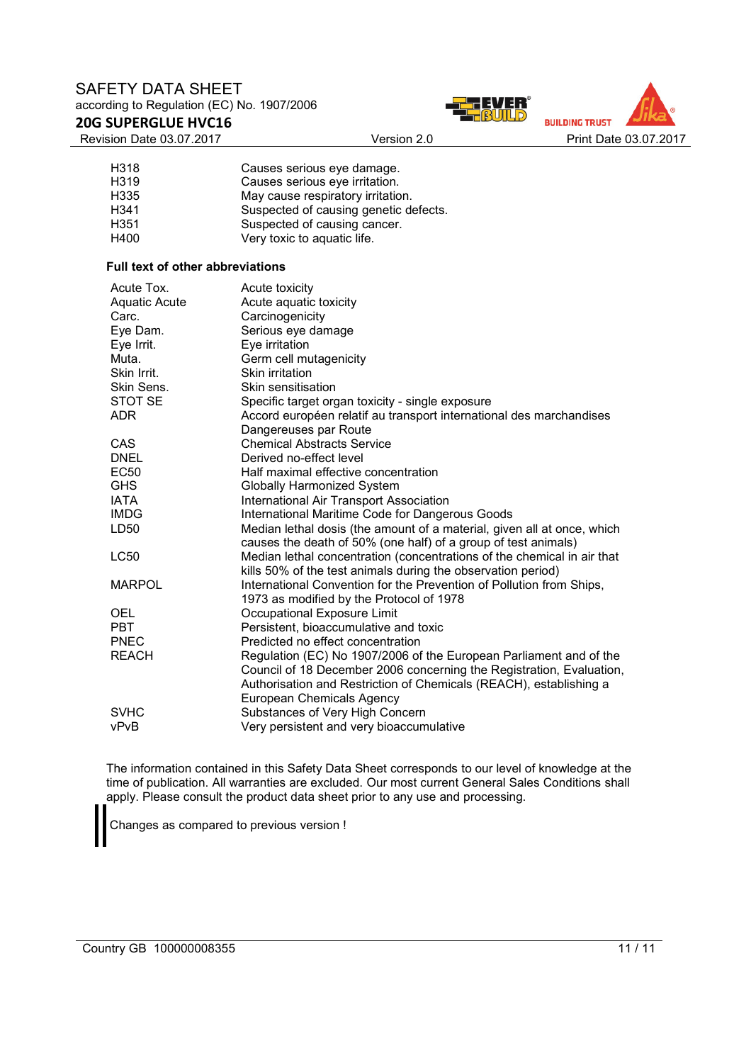| | |
|---|---|
| H318 | Causes serious eye damage. |
| H319 | Causes serious eye irritation. |
| H335 | May cause respiratory irritation. |
| H341 | Suspected of causing genetic defects. |
| H351 | Suspected of causing cancer. |
| H400 | Very toxic to aquatic life. |

**Full text of other abbreviations**

| | |
|---|---|
| Acute Tox. | Acute toxicity |
| Aquatic Acute | Acute aquatic toxicity |
| Carc. | Carcinogenicity |
| Eye Dam. | Serious eye damage |
| Eye Irrit. | Eye irritation |
| Muta. | Germ cell mutagenicity |
| Skin Irrit. | Skin irritation |
| Skin Sens. | Skin sensitisation |
| STOT SE | Specific target organ toxicity - single exposure |
| ADR | Accord européen relatif au transport international des marchandises Dangereuses par Route |
| CAS | Chemical Abstracts Service |
| DNEL | Derived no-effect level |
| EC50 | Half maximal effective concentration |
| GHS | Globally Harmonized System |
| IATA | International Air Transport Association |
| IMDG | International Maritime Code for Dangerous Goods |
| LD50 | Median lethal dosis (the amount of a material, given all at once, which causes the death of 50% (one half) of a group of test animals) |
| LC50 | Median lethal concentration (concentrations of the chemical in air that kills 50% of the test animals during the observation period) |
| MARPOL | International Convention for the Prevention of Pollution from Ships, 1973 as modified by the Protocol of 1978 |
| OEL | Occupational Exposure Limit |
| PBT | Persistent, bioaccumulative and toxic |
| PNEC | Predicted no effect concentration |
| REACH | Regulation (EC) No 1907/2006 of the European Parliament and of the Council of 18 December 2006 concerning the Registration, Evaluation, Authorisation and Restriction of Chemicals (REACH), establishing a European Chemicals Agency |
| SVHC | Substances of Very High Concern |
| vPvB | Very persistent and very bioaccumulative |

The information contained in this Safety Data Sheet corresponds to our level of knowledge at the time of publication. All warranties are excluded. Our most current General Sales Conditions shall apply. Please consult the product data sheet prior to any use and processing.

Changes as compared to previous version !